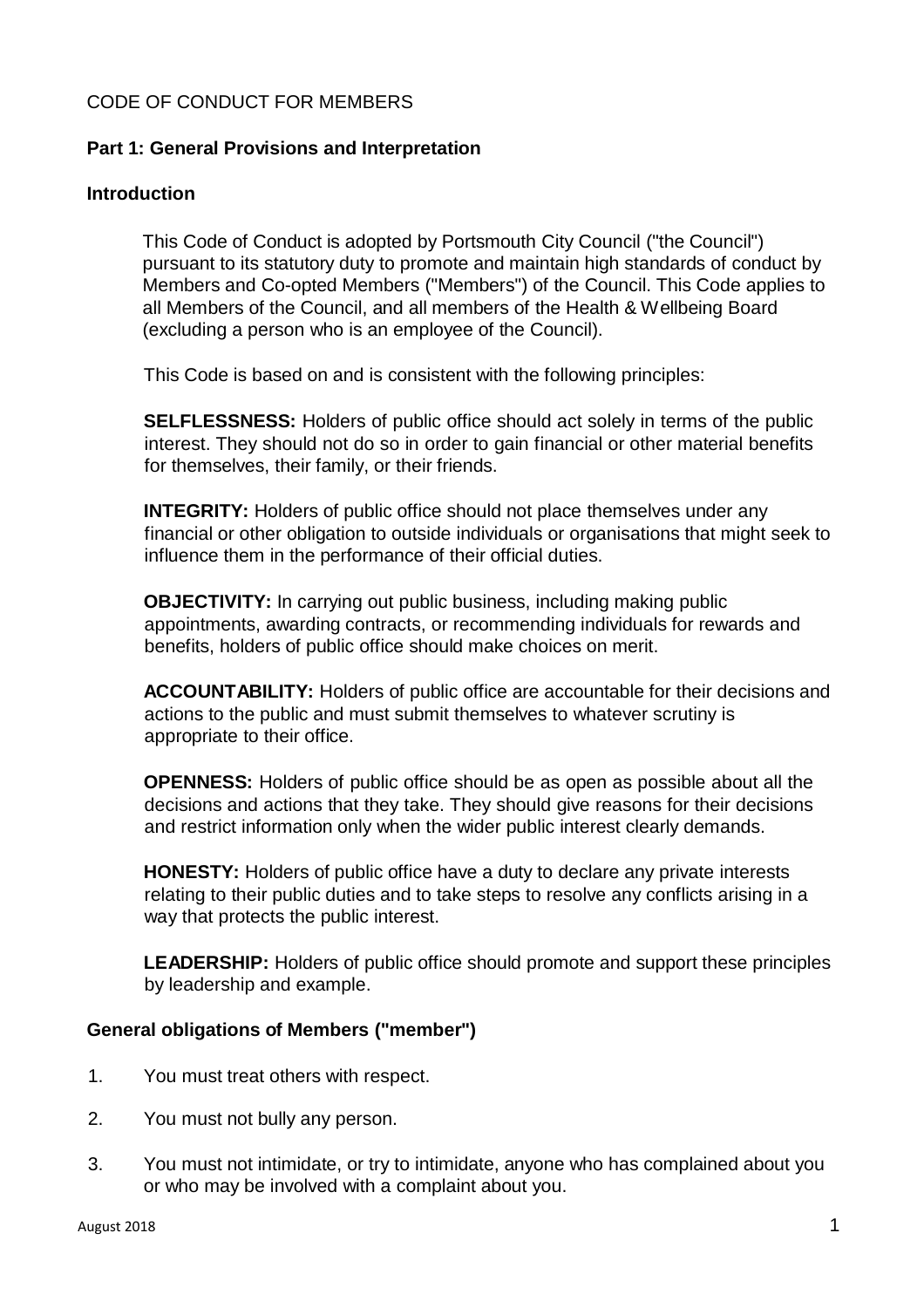# CODE OF CONDUCT FOR MEMBERS

## Part 1: General Provisions and Interpretation

### Introduction

This Code of Conduct is adopted by Portsmouth City Council ("the Council") pursuant to its statutory duty to promote and maintain high standards of conduct by Members and Co-opted Members ("Members") of the Council. This Code applies to all Members of the Council, and all members of the Health & Wellbeing Board (excluding a person who is an employee of the Council).

This Code is based on and is consistent with the following principles:

**SELFLESSNESS:** Holders of public office should act solely in terms of the public interest. They should not do so in order to gain financial or other material benefits for themselves, their family, or their friends.

**INTEGRITY:** Holders of public office should not place themselves under any financial or other obligation to outside individuals or organisations that might seek to influence them in the performance of their official duties.

**OBJECTIVITY:** In carrying out public business, including making public appointments, awarding contracts, or recommending individuals for rewards and benefits, holders of public office should make choices on merit.

**ACCOUNTABILITY:** Holders of public office are accountable for their decisions and actions to the public and must submit themselves to whatever scrutiny is appropriate to their office.

**OPENNESS:** Holders of public office should be as open as possible about all the decisions and actions that they take. They should give reasons for their decisions and restrict information only when the wider public interest clearly demands.

**HONESTY:** Holders of public office have a duty to declare any private interests relating to their public duties and to take steps to resolve any conflicts arising in a way that protects the public interest.

**LEADERSHIP:** Holders of public office should promote and support these principles by leadership and example.

### General obligations of Members ("member")

1. You must treat others with respect.
2. You must not bully any person.
3. You must not intimidate, or try to intimidate, anyone who has complained about you or who may be involved with a complaint about you.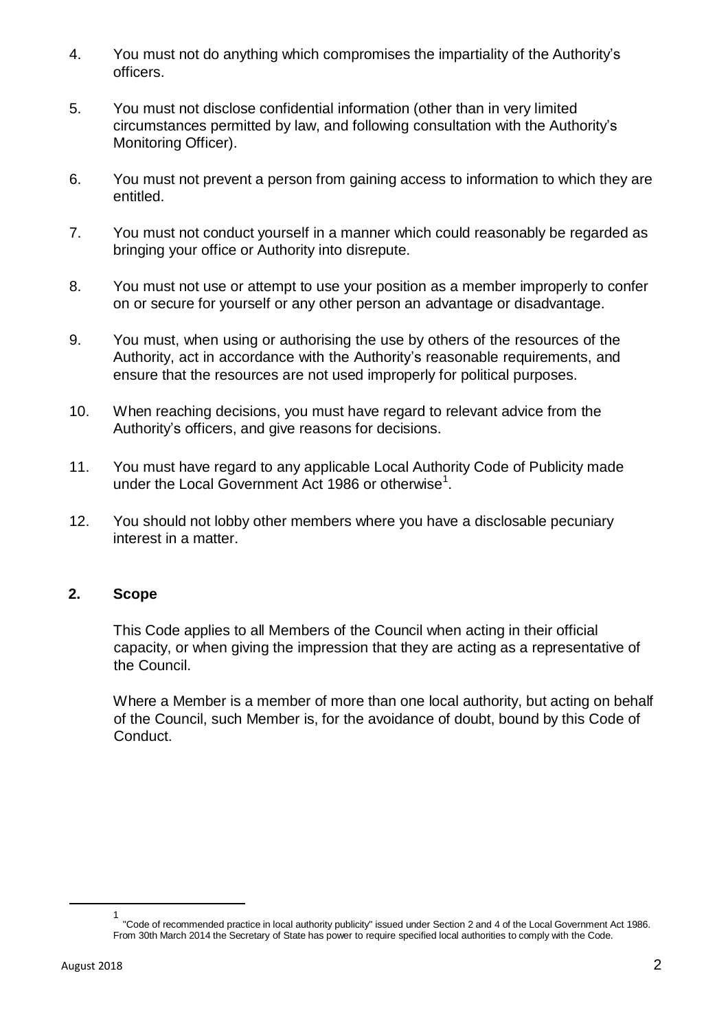4. You must not do anything which compromises the impartiality of the Authority's officers.

5. You must not disclose confidential information (other than in very limited circumstances permitted by law, and following consultation with the Authority's Monitoring Officer).

6. You must not prevent a person from gaining access to information to which they are entitled.

7. You must not conduct yourself in a manner which could reasonably be regarded as bringing your office or Authority into disrepute.

8. You must not use or attempt to use your position as a member improperly to confer on or secure for yourself or any other person an advantage or disadvantage.

9. You must, when using or authorising the use by others of the resources of the Authority, act in accordance with the Authority's reasonable requirements, and ensure that the resources are not used improperly for political purposes.

10. When reaching decisions, you must have regard to relevant advice from the Authority's officers, and give reasons for decisions.

11. You must have regard to any applicable Local Authority Code of Publicity made under the Local Government Act 1986 or otherwise[1].

12. You should not lobby other members where you have a disclosable pecuniary interest in a matter.

## 2. Scope

This Code applies to all Members of the Council when acting in their official capacity, or when giving the impression that they are acting as a representative of the Council.

Where a Member is a member of more than one local authority, but acting on behalf of the Council, such Member is, for the avoidance of doubt, bound by this Code of Conduct.

---

[1] "Code of recommended practice in local authority publicity" issued under Section 2 and 4 of the Local Government Act 1986. From 30th March 2014 the Secretary of State has power to require specified local authorities to comply with the Code.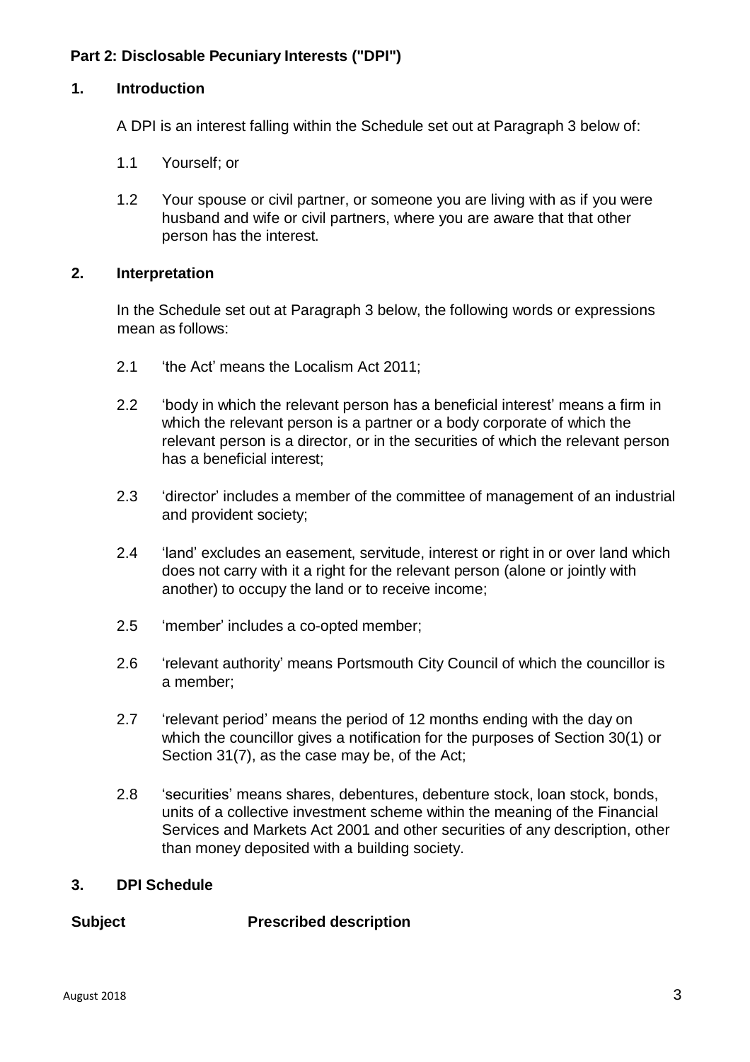**Part 2: Disclosable Pecuniary Interests ("DPI")**

## 1. Introduction

A DPI is an interest falling within the Schedule set out at Paragraph 3 below of:

1.1 Yourself; or

1.2 Your spouse or civil partner, or someone you are living with as if you were husband and wife or civil partners, where you are aware that that other person has the interest.

## 2. Interpretation

In the Schedule set out at Paragraph 3 below, the following words or expressions mean as follows:

2.1 'the Act' means the Localism Act 2011;

2.2 'body in which the relevant person has a beneficial interest' means a firm in which the relevant person is a partner or a body corporate of which the relevant person is a director, or in the securities of which the relevant person has a beneficial interest;

2.3 'director' includes a member of the committee of management of an industrial and provident society;

2.4 'land' excludes an easement, servitude, interest or right in or over land which does not carry with it a right for the relevant person (alone or jointly with another) to occupy the land or to receive income;

2.5 'member' includes a co-opted member;

2.6 'relevant authority' means Portsmouth City Council of which the councillor is a member;

2.7 'relevant period' means the period of 12 months ending with the day on which the councillor gives a notification for the purposes of Section 30(1) or Section 31(7), as the case may be, of the Act;

2.8 'securities' means shares, debentures, debenture stock, loan stock, bonds, units of a collective investment scheme within the meaning of the Financial Services and Markets Act 2001 and other securities of any description, other than money deposited with a building society.

## 3. DPI Schedule

| Subject | Prescribed description |
|---|---|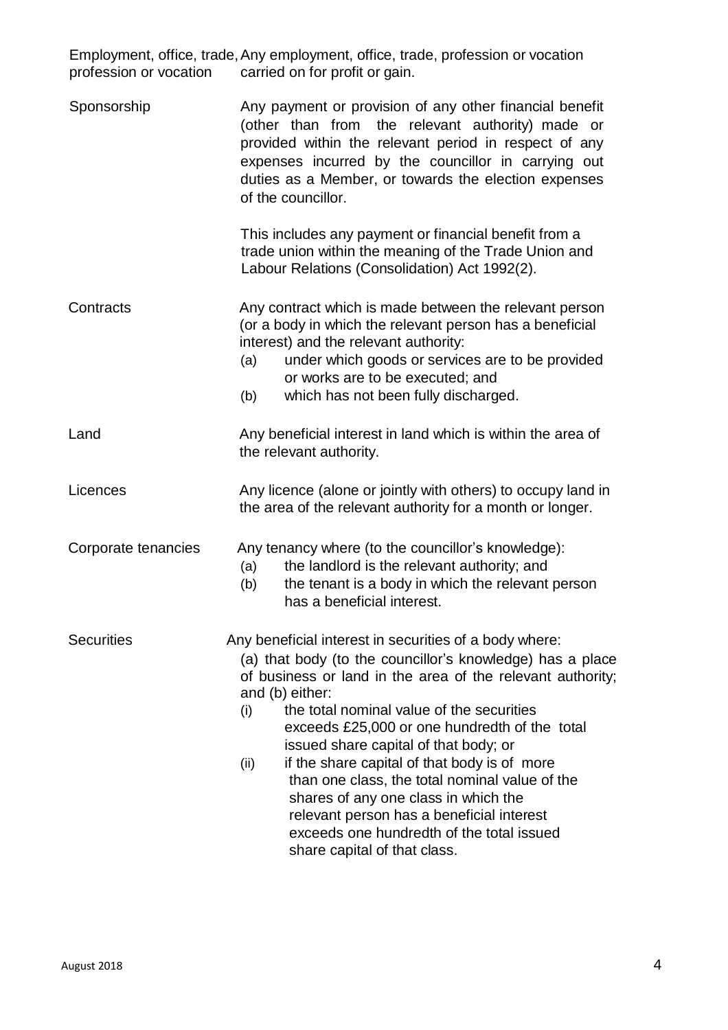| | |
|---|---|
| Employment, office, trade, profession or vocation | Any employment, office, trade, profession or vocation carried on for profit or gain. |
| Sponsorship | Any payment or provision of any other financial benefit (other than from the relevant authority) made or provided within the relevant period in respect of any expenses incurred by the councillor in carrying out duties as a Member, or towards the election expenses of the councillor.<br><br>This includes any payment or financial benefit from a trade union within the meaning of the Trade Union and Labour Relations (Consolidation) Act 1992(2). |
| Contracts | Any contract which is made between the relevant person (or a body in which the relevant person has a beneficial interest) and the relevant authority:<br>(a) under which goods or services are to be provided or works are to be executed; and<br>(b) which has not been fully discharged. |
| Land | Any beneficial interest in land which is within the area of the relevant authority. |
| Licences | Any licence (alone or jointly with others) to occupy land in the area of the relevant authority for a month or longer. |
| Corporate tenancies | Any tenancy where (to the councillor's knowledge):<br>(a) the landlord is the relevant authority; and<br>(b) the tenant is a body in which the relevant person has a beneficial interest. |
| Securities | Any beneficial interest in securities of a body where:<br>(a) that body (to the councillor's knowledge) has a place of business or land in the area of the relevant authority; and (b) either:<br>(i) the total nominal value of the securities exceeds £25,000 or one hundredth of the total issued share capital of that body; or<br>(ii) if the share capital of that body is of more than one class, the total nominal value of the shares of any one class in which the relevant person has a beneficial interest exceeds one hundredth of the total issued share capital of that class. |

August 2018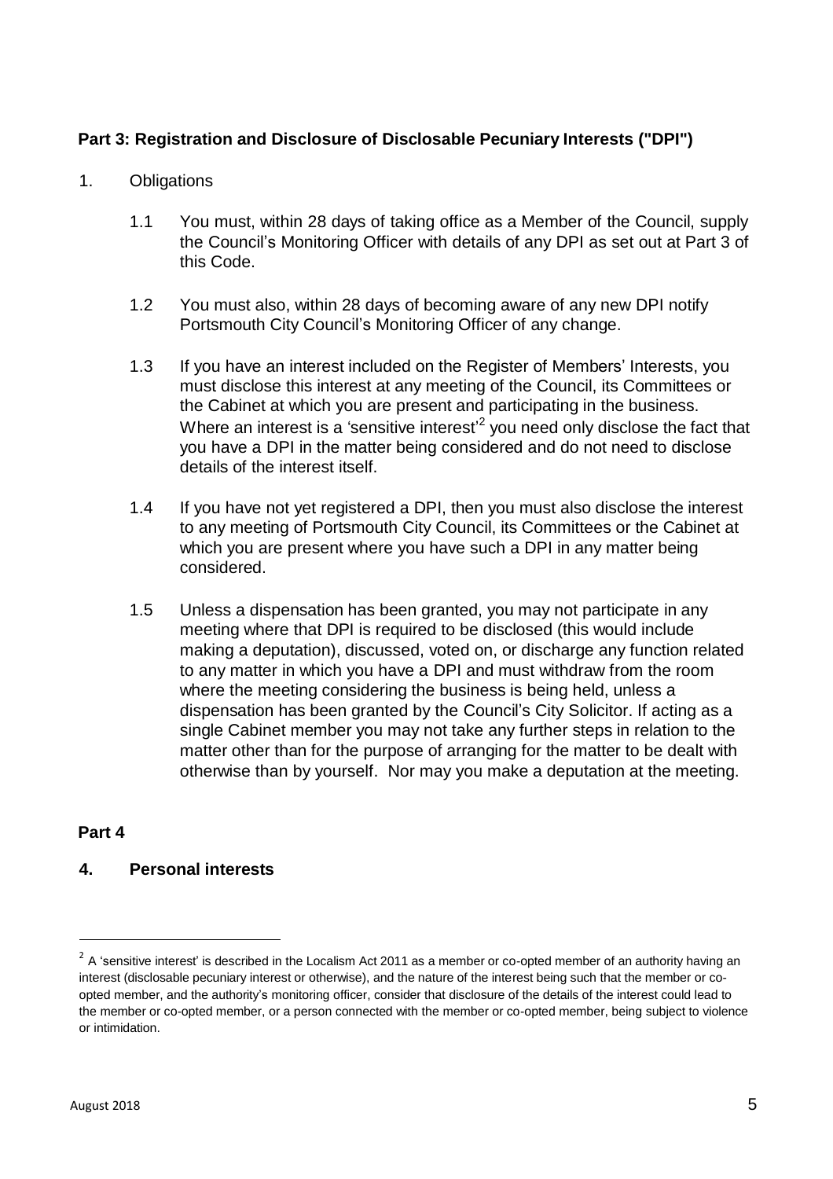**Part 3: Registration and Disclosure of Disclosable Pecuniary Interests ("DPI")**

1. Obligations

1.1 You must, within 28 days of taking office as a Member of the Council, supply the Council's Monitoring Officer with details of any DPI as set out at Part 3 of this Code.

1.2 You must also, within 28 days of becoming aware of any new DPI notify Portsmouth City Council's Monitoring Officer of any change.

1.3 If you have an interest included on the Register of Members' Interests, you must disclose this interest at any meeting of the Council, its Committees or the Cabinet at which you are present and participating in the business. Where an interest is a 'sensitive interest'[2] you need only disclose the fact that you have a DPI in the matter being considered and do not need to disclose details of the interest itself.

1.4 If you have not yet registered a DPI, then you must also disclose the interest to any meeting of Portsmouth City Council, its Committees or the Cabinet at which you are present where you have such a DPI in any matter being considered.

1.5 Unless a dispensation has been granted, you may not participate in any meeting where that DPI is required to be disclosed (this would include making a deputation), discussed, voted on, or discharge any function related to any matter in which you have a DPI and must withdraw from the room where the meeting considering the business is being held, unless a dispensation has been granted by the Council's City Solicitor. If acting as a single Cabinet member you may not take any further steps in relation to the matter other than for the purpose of arranging for the matter to be dealt with otherwise than by yourself. Nor may you make a deputation at the meeting.

**Part 4**

**4. Personal interests**

---

[2] A 'sensitive interest' is described in the Localism Act 2011 as a member or co-opted member of an authority having an interest (disclosable pecuniary interest or otherwise), and the nature of the interest being such that the member or co-opted member, and the authority's monitoring officer, consider that disclosure of the details of the interest could lead to the member or co-opted member, or a person connected with the member or co-opted member, being subject to violence or intimidation.

August 2018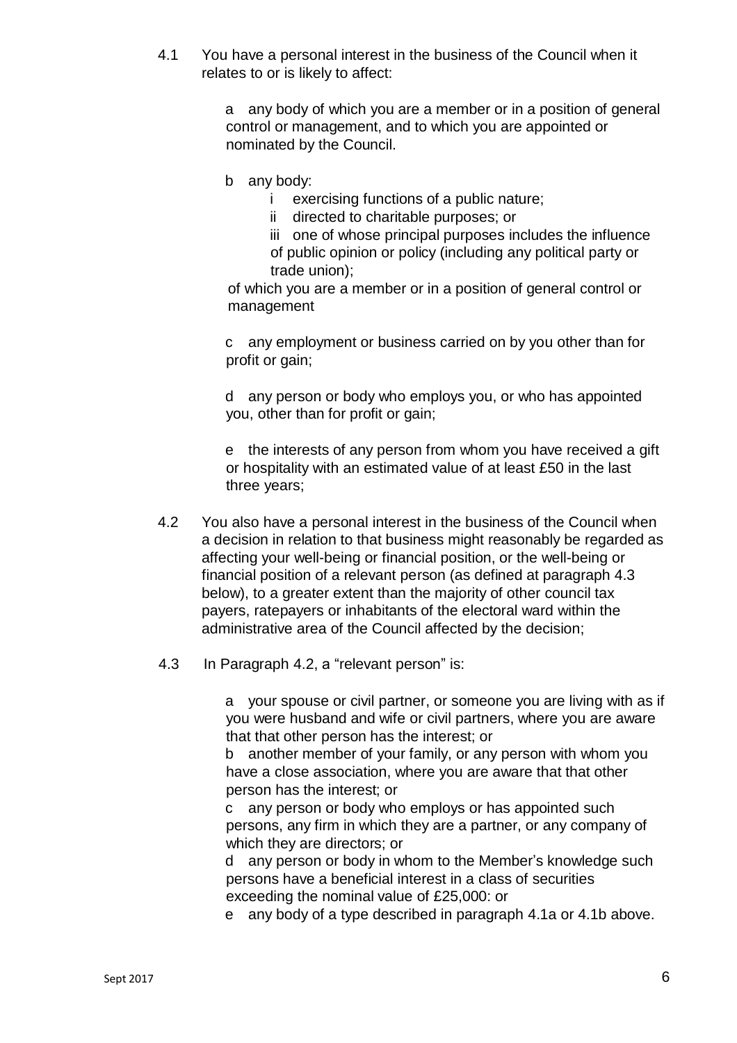4.1 You have a personal interest in the business of the Council when it relates to or is likely to affect:

a any body of which you are a member or in a position of general control or management, and to which you are appointed or nominated by the Council.

b any body:

i exercising functions of a public nature;

ii directed to charitable purposes; or

iii one of whose principal purposes includes the influence of public opinion or policy (including any political party or trade union);

of which you are a member or in a position of general control or management

c any employment or business carried on by you other than for profit or gain;

d any person or body who employs you, or who has appointed you, other than for profit or gain;

e the interests of any person from whom you have received a gift or hospitality with an estimated value of at least £50 in the last three years;

4.2 You also have a personal interest in the business of the Council when a decision in relation to that business might reasonably be regarded as affecting your well-being or financial position, or the well-being or financial position of a relevant person (as defined at paragraph 4.3 below), to a greater extent than the majority of other council tax payers, ratepayers or inhabitants of the electoral ward within the administrative area of the Council affected by the decision;

4.3 In Paragraph 4.2, a "relevant person" is:

a your spouse or civil partner, or someone you are living with as if you were husband and wife or civil partners, where you are aware that that other person has the interest; or

b another member of your family, or any person with whom you have a close association, where you are aware that that other person has the interest; or

c any person or body who employs or has appointed such persons, any firm in which they are a partner, or any company of which they are directors; or

d any person or body in whom to the Member's knowledge such persons have a beneficial interest in a class of securities exceeding the nominal value of £25,000: or

e any body of a type described in paragraph 4.1a or 4.1b above.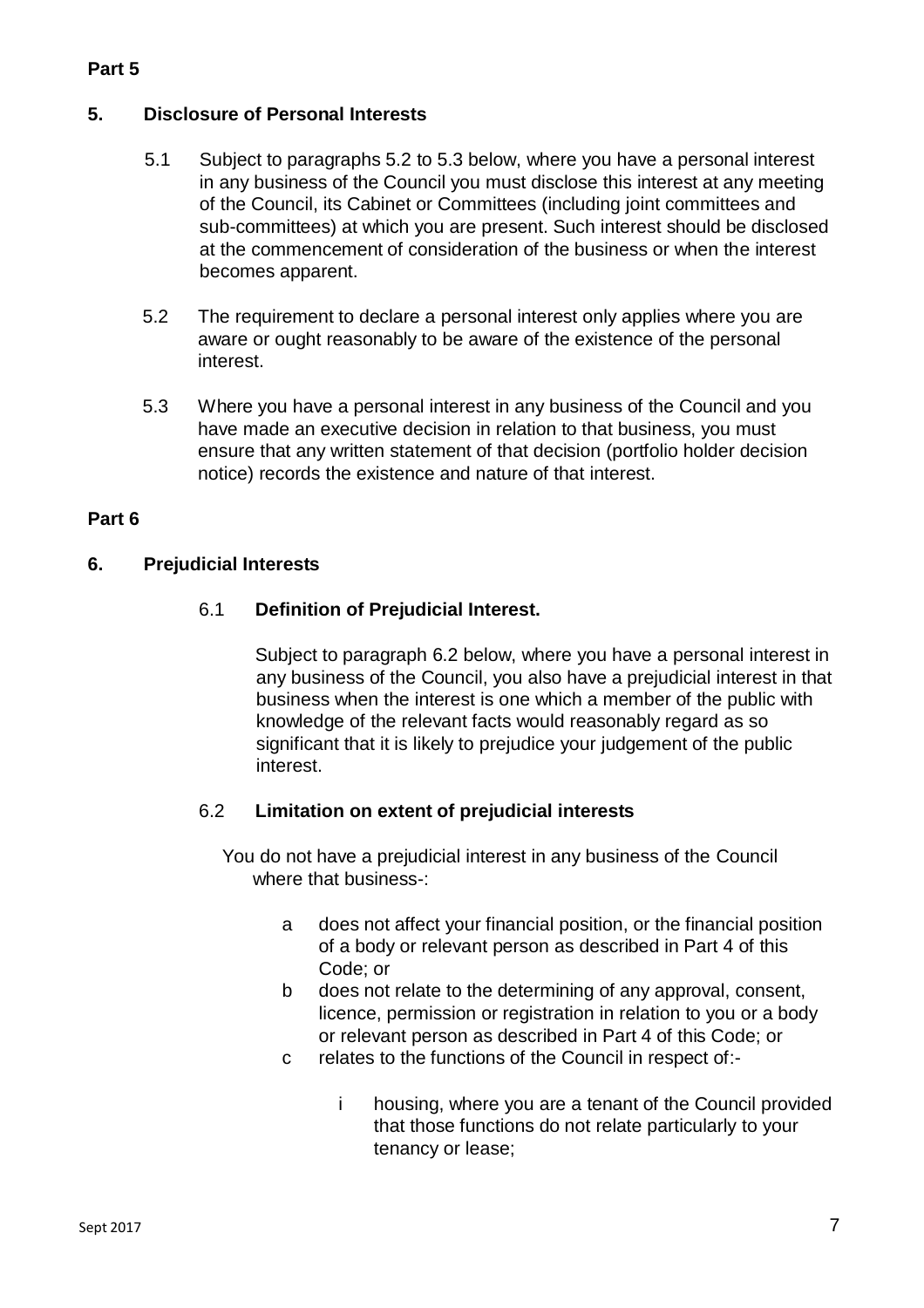**Part 5**

## 5. Disclosure of Personal Interests

5.1 Subject to paragraphs 5.2 to 5.3 below, where you have a personal interest in any business of the Council you must disclose this interest at any meeting of the Council, its Cabinet or Committees (including joint committees and sub-committees) at which you are present. Such interest should be disclosed at the commencement of consideration of the business or when the interest becomes apparent.

5.2 The requirement to declare a personal interest only applies where you are aware or ought reasonably to be aware of the existence of the personal interest.

5.3 Where you have a personal interest in any business of the Council and you have made an executive decision in relation to that business, you must ensure that any written statement of that decision (portfolio holder decision notice) records the existence and nature of that interest.

**Part 6**

## 6. Prejudicial Interests

### 6.1 Definition of Prejudicial Interest.

Subject to paragraph 6.2 below, where you have a personal interest in any business of the Council, you also have a prejudicial interest in that business when the interest is one which a member of the public with knowledge of the relevant facts would reasonably regard as so significant that it is likely to prejudice your judgement of the public interest.

### 6.2 Limitation on extent of prejudicial interests

You do not have a prejudicial interest in any business of the Council where that business-:

- a does not affect your financial position, or the financial position of a body or relevant person as described in Part 4 of this Code; or
- b does not relate to the determining of any approval, consent, licence, permission or registration in relation to you or a body or relevant person as described in Part 4 of this Code; or
- c relates to the functions of the Council in respect of:-
  - i housing, where you are a tenant of the Council provided that those functions do not relate particularly to your tenancy or lease;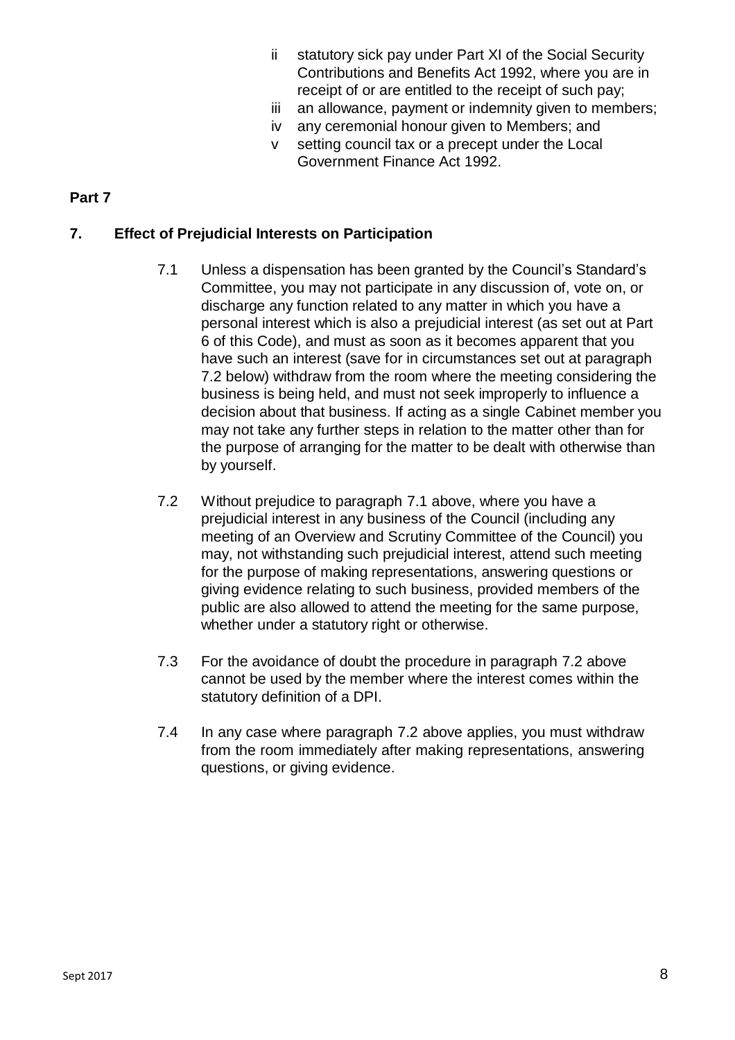ii statutory sick pay under Part XI of the Social Security Contributions and Benefits Act 1992, where you are in receipt of or are entitled to the receipt of such pay;

iii an allowance, payment or indemnity given to members;

iv any ceremonial honour given to Members; and

v setting council tax or a precept under the Local Government Finance Act 1992.

**Part 7**

## 7. Effect of Prejudicial Interests on Participation

7.1 Unless a dispensation has been granted by the Council's Standard's Committee, you may not participate in any discussion of, vote on, or discharge any function related to any matter in which you have a personal interest which is also a prejudicial interest (as set out at Part 6 of this Code), and must as soon as it becomes apparent that you have such an interest (save for in circumstances set out at paragraph 7.2 below) withdraw from the room where the meeting considering the business is being held, and must not seek improperly to influence a decision about that business. If acting as a single Cabinet member you may not take any further steps in relation to the matter other than for the purpose of arranging for the matter to be dealt with otherwise than by yourself.

7.2 Without prejudice to paragraph 7.1 above, where you have a prejudicial interest in any business of the Council (including any meeting of an Overview and Scrutiny Committee of the Council) you may, not withstanding such prejudicial interest, attend such meeting for the purpose of making representations, answering questions or giving evidence relating to such business, provided members of the public are also allowed to attend the meeting for the same purpose, whether under a statutory right or otherwise.

7.3 For the avoidance of doubt the procedure in paragraph 7.2 above cannot be used by the member where the interest comes within the statutory definition of a DPI.

7.4 In any case where paragraph 7.2 above applies, you must withdraw from the room immediately after making representations, answering questions, or giving evidence.